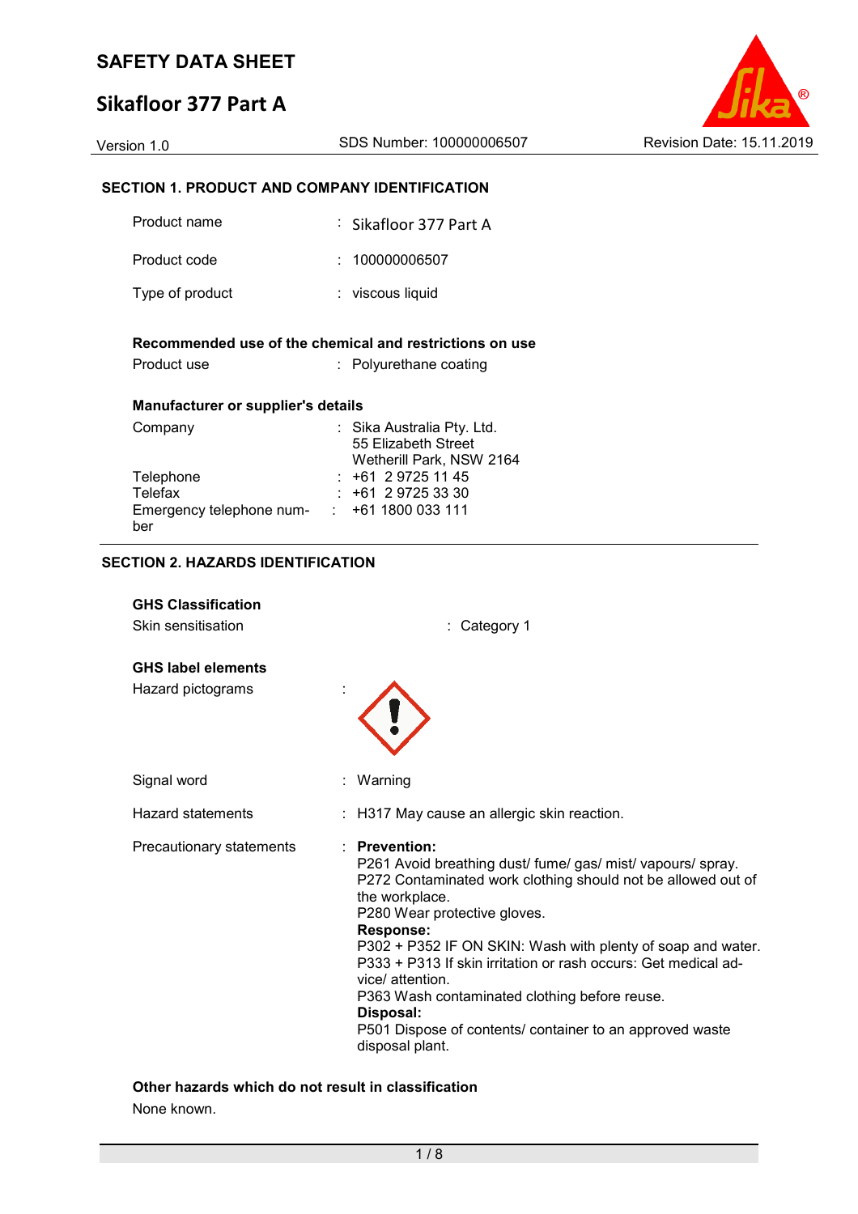# SAFETY DATA SHEET

## Sikafloor 377 Part A

Version 1.0 | SDS Number: 100000006507 | Revision Date: 15.11.2019

### SECTION 1. PRODUCT AND COMPANY IDENTIFICATION

| | |
|---|---|
| Product name | : Sikafloor 377 Part A |
| Product code | : 100000006507 |
| Type of product | : viscous liquid |

**Recommended use of the chemical and restrictions on use**

| | |
|---|---|
| Product use | : Polyurethane coating |

**Manufacturer or supplier's details**

| | |
|---|---|
| Company | : Sika Australia Pty. Ltd.<br>55 Elizabeth Street<br>Wetherill Park, NSW 2164 |
| Telephone | : +61 2 9725 11 45 |
| Telefax | : +61 2 9725 33 30 |
| Emergency telephone number | : +61 1800 033 111 |

### SECTION 2. HAZARDS IDENTIFICATION

**GHS Classification**

| | |
|---|---|
| Skin sensitisation | : Category 1 |

**GHS label elements**

Hazard pictograms :

Signal word : Warning

Hazard statements : H317 May cause an allergic skin reaction.

Precautionary statements :

**Prevention:**
P261 Avoid breathing dust/ fume/ gas/ mist/ vapours/ spray.
P272 Contaminated work clothing should not be allowed out of the workplace.
P280 Wear protective gloves.

**Response:**
P302 + P352 IF ON SKIN: Wash with plenty of soap and water.
P333 + P313 If skin irritation or rash occurs: Get medical advice/ attention.
P363 Wash contaminated clothing before reuse.

**Disposal:**
P501 Dispose of contents/ container to an approved waste disposal plant.

**Other hazards which do not result in classification**

None known.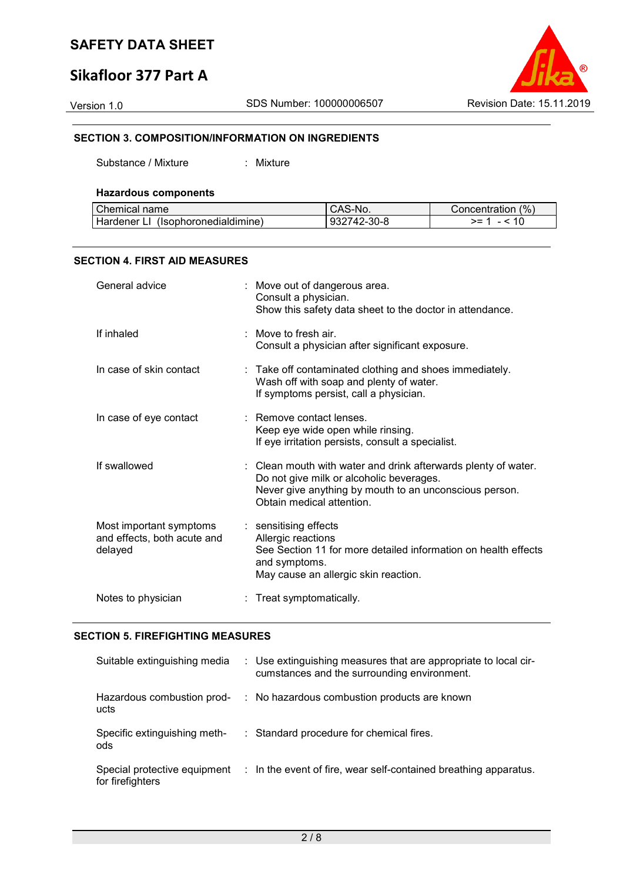## SECTION 3. COMPOSITION/INFORMATION ON INGREDIENTS

Substance / Mixture : Mixture

**Hazardous components**

| Chemical name | CAS-No. | Concentration (%) |
|---|---|---|
| Hardener LI (Isophoronedialdimine) | 932742-30-8 | >= 1 - < 10 |

## SECTION 4. FIRST AID MEASURES

| | |
|---|---|
| General advice | : Move out of dangerous area.<br>Consult a physician.<br>Show this safety data sheet to the doctor in attendance. |
| If inhaled | : Move to fresh air.<br>Consult a physician after significant exposure. |
| In case of skin contact | : Take off contaminated clothing and shoes immediately.<br>Wash off with soap and plenty of water.<br>If symptoms persist, call a physician. |
| In case of eye contact | : Remove contact lenses.<br>Keep eye wide open while rinsing.<br>If eye irritation persists, consult a specialist. |
| If swallowed | : Clean mouth with water and drink afterwards plenty of water.<br>Do not give milk or alcoholic beverages.<br>Never give anything by mouth to an unconscious person.<br>Obtain medical attention. |
| Most important symptoms and effects, both acute and delayed | : sensitising effects<br>Allergic reactions<br>See Section 11 for more detailed information on health effects and symptoms.<br>May cause an allergic skin reaction. |
| Notes to physician | : Treat symptomatically. |

## SECTION 5. FIREFIGHTING MEASURES

| | |
|---|---|
| Suitable extinguishing media | : Use extinguishing measures that are appropriate to local circumstances and the surrounding environment. |
| Hazardous combustion products | : No hazardous combustion products are known |
| Specific extinguishing methods | : Standard procedure for chemical fires. |
| Special protective equipment for firefighters | : In the event of fire, wear self-contained breathing apparatus. |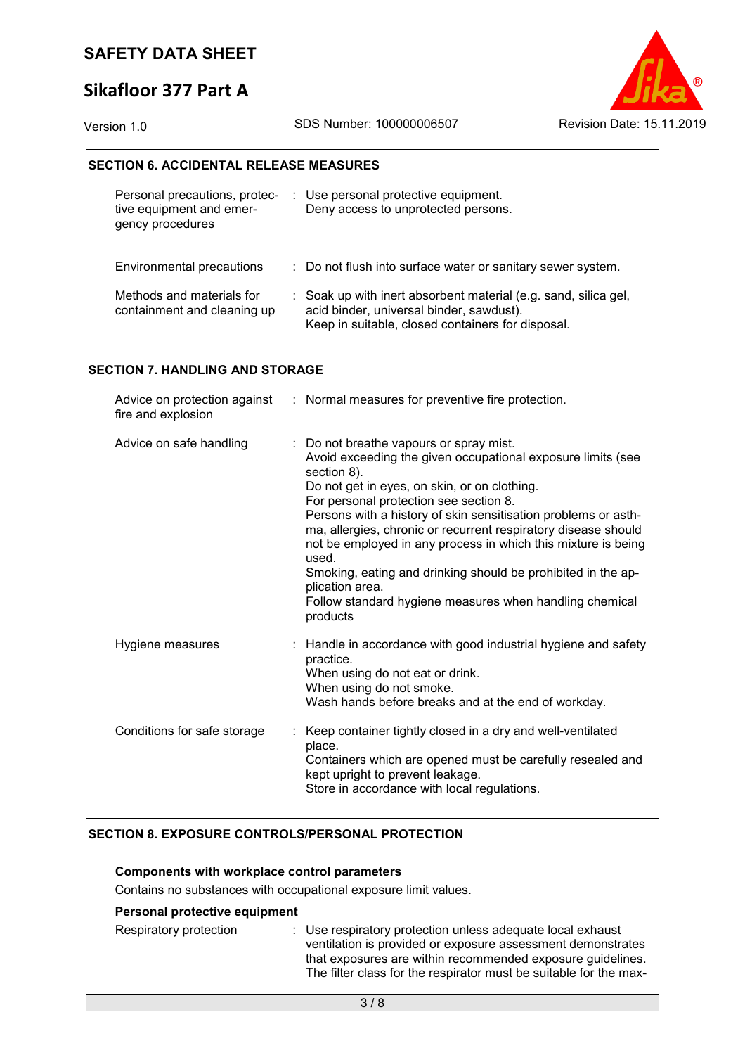## SECTION 6. ACCIDENTAL RELEASE MEASURES

| | |
|---|---|
| Personal precautions, protective equipment and emergency procedures | : Use personal protective equipment.<br>Deny access to unprotected persons. |
| Environmental precautions | : Do not flush into surface water or sanitary sewer system. |
| Methods and materials for containment and cleaning up | : Soak up with inert absorbent material (e.g. sand, silica gel, acid binder, universal binder, sawdust).<br>Keep in suitable, closed containers for disposal. |

## SECTION 7. HANDLING AND STORAGE

| | |
|---|---|
| Advice on protection against fire and explosion | : Normal measures for preventive fire protection. |
| Advice on safe handling | : Do not breathe vapours or spray mist.<br>Avoid exceeding the given occupational exposure limits (see section 8).<br>Do not get in eyes, on skin, or on clothing.<br>For personal protection see section 8.<br>Persons with a history of skin sensitisation problems or asthma, allergies, chronic or recurrent respiratory disease should not be employed in any process in which this mixture is being used.<br>Smoking, eating and drinking should be prohibited in the application area.<br>Follow standard hygiene measures when handling chemical products |
| Hygiene measures | : Handle in accordance with good industrial hygiene and safety practice.<br>When using do not eat or drink.<br>When using do not smoke.<br>Wash hands before breaks and at the end of workday. |
| Conditions for safe storage | : Keep container tightly closed in a dry and well-ventilated place.<br>Containers which are opened must be carefully resealed and kept upright to prevent leakage.<br>Store in accordance with local regulations. |

## SECTION 8. EXPOSURE CONTROLS/PERSONAL PROTECTION

**Components with workplace control parameters**

Contains no substances with occupational exposure limit values.

**Personal protective equipment**

| | |
|---|---|
| Respiratory protection | : Use respiratory protection unless adequate local exhaust ventilation is provided or exposure assessment demonstrates that exposures are within recommended exposure guidelines.<br>The filter class for the respirator must be suitable for the max- |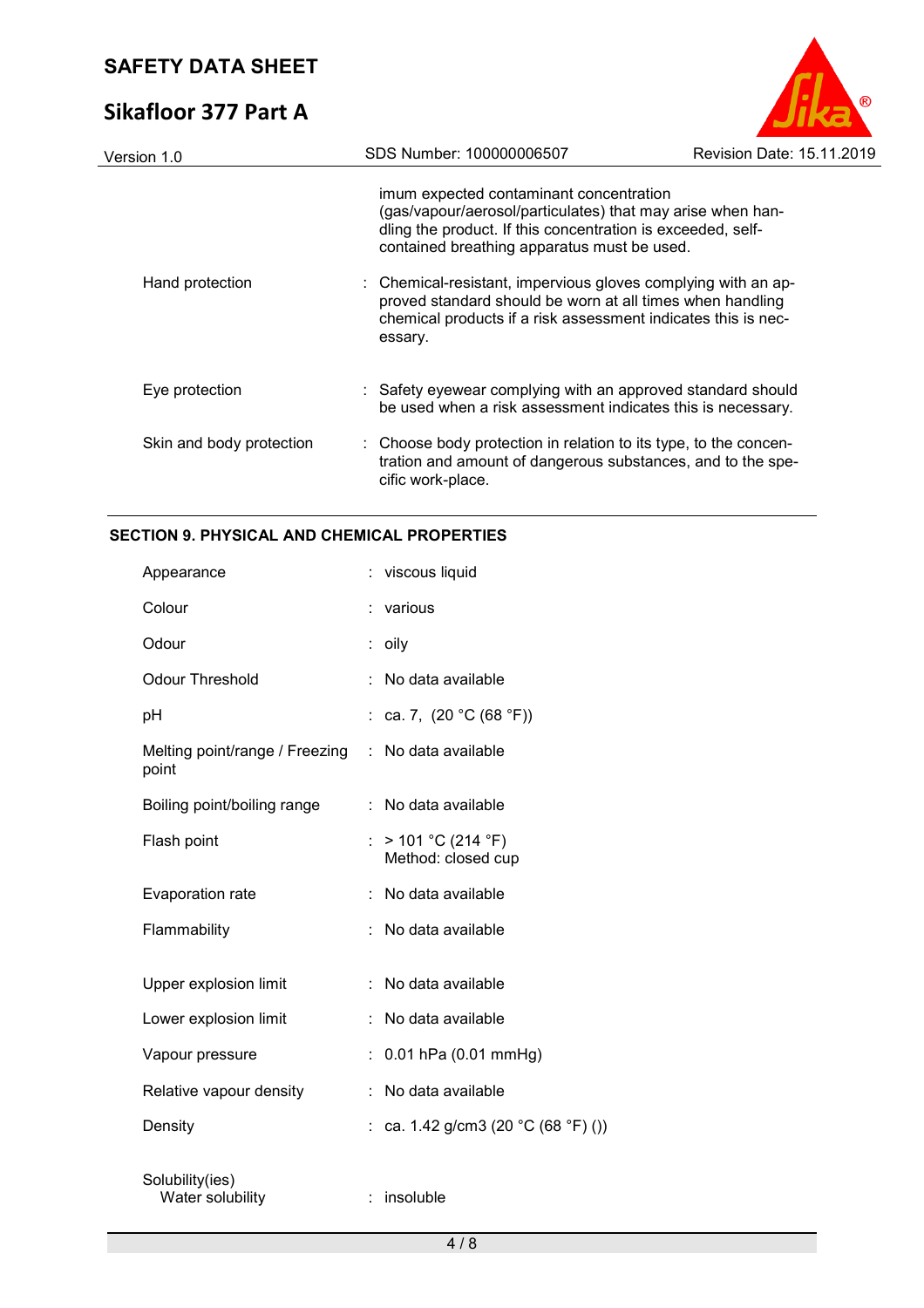imum expected contaminant concentration (gas/vapour/aerosol/particulates) that may arise when handling the product. If this concentration is exceeded, self-contained breathing apparatus must be used.

| | | |
|---|---|---|
| Hand protection | : | Chemical-resistant, impervious gloves complying with an approved standard should be worn at all times when handling chemical products if a risk assessment indicates this is necessary. |
| Eye protection | : | Safety eyewear complying with an approved standard should be used when a risk assessment indicates this is necessary. |
| Skin and body protection | : | Choose body protection in relation to its type, to the concentration and amount of dangerous substances, and to the specific work-place. |

## SECTION 9. PHYSICAL AND CHEMICAL PROPERTIES

| | | |
|---|---|---|
| Appearance | : | viscous liquid |
| Colour | : | various |
| Odour | : | oily |
| Odour Threshold | : | No data available |
| pH | : | ca. 7, (20 °C (68 °F)) |
| Melting point/range / Freezing point | : | No data available |
| Boiling point/boiling range | : | No data available |
| Flash point | : | > 101 °C (214 °F)<br>Method: closed cup |
| Evaporation rate | : | No data available |
| Flammability | : | No data available |
| Upper explosion limit | : | No data available |
| Lower explosion limit | : | No data available |
| Vapour pressure | : | 0.01 hPa (0.01 mmHg) |
| Relative vapour density | : | No data available |
| Density | : | ca. 1.42 g/cm3 (20 °C (68 °F) ()) |
| Solubility(ies)<br>Water solubility | : | insoluble |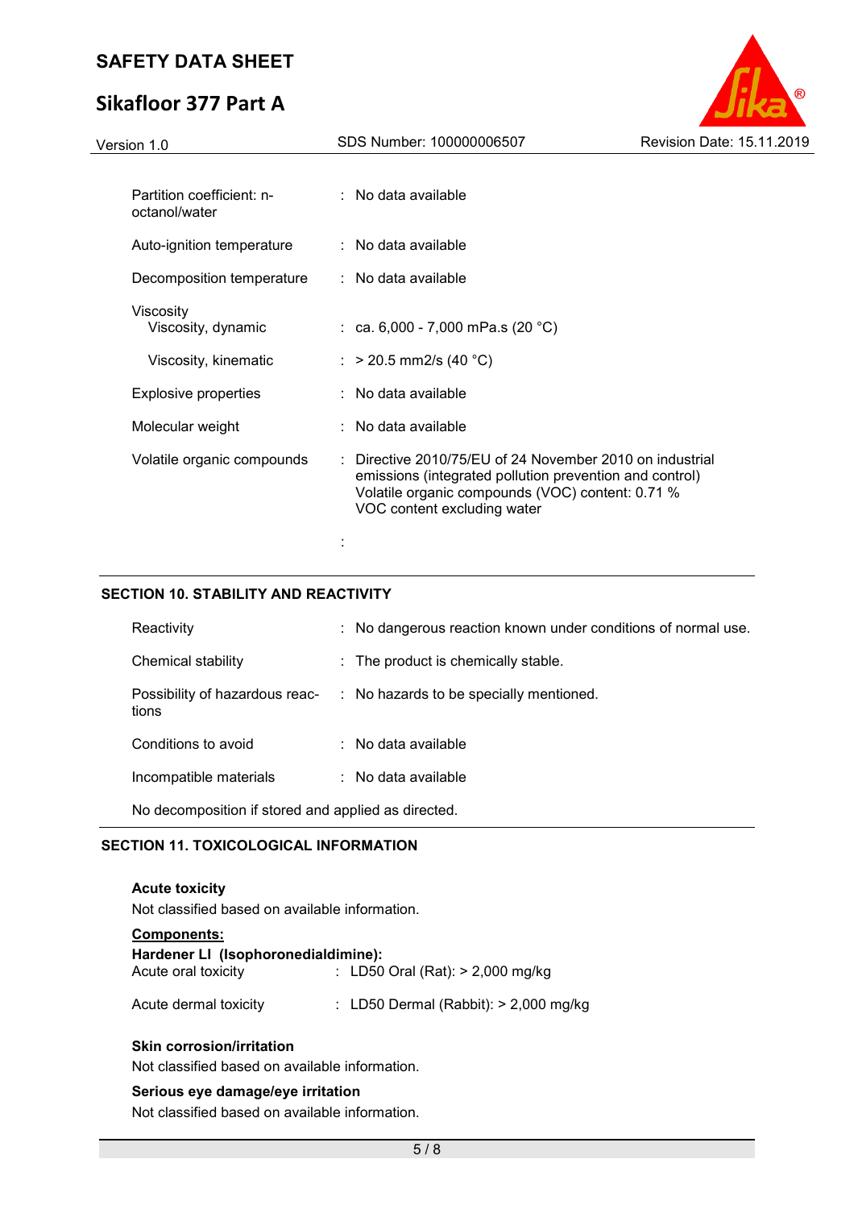| | | |
|---|---|---|
| Partition coefficient: n-octanol/water | : | No data available |
| Auto-ignition temperature | : | No data available |
| Decomposition temperature | : | No data available |
| Viscosity | | |
| Viscosity, dynamic | : | ca. 6,000 - 7,000 mPa.s (20 °C) |
| Viscosity, kinematic | : | > 20.5 mm2/s (40 °C) |
| Explosive properties | : | No data available |
| Molecular weight | : | No data available |
| Volatile organic compounds | : | Directive 2010/75/EU of 24 November 2010 on industrial emissions (integrated pollution prevention and control) Volatile organic compounds (VOC) content: 0.71 % VOC content excluding water |
| | : | |

## SECTION 10. STABILITY AND REACTIVITY

| | | |
|---|---|---|
| Reactivity | : | No dangerous reaction known under conditions of normal use. |
| Chemical stability | : | The product is chemically stable. |
| Possibility of hazardous reactions | : | No hazards to be specially mentioned. |
| Conditions to avoid | : | No data available |
| Incompatible materials | : | No data available |

No decomposition if stored and applied as directed.

## SECTION 11. TOXICOLOGICAL INFORMATION

**Acute toxicity**

Not classified based on available information.

**Components:**

**Hardener LI (Isophoronedialdimine):**

| | | |
|---|---|---|
| Acute oral toxicity | : | LD50 Oral (Rat): > 2,000 mg/kg |
| Acute dermal toxicity | : | LD50 Dermal (Rabbit): > 2,000 mg/kg |

**Skin corrosion/irritation**

Not classified based on available information.

**Serious eye damage/eye irritation**

Not classified based on available information.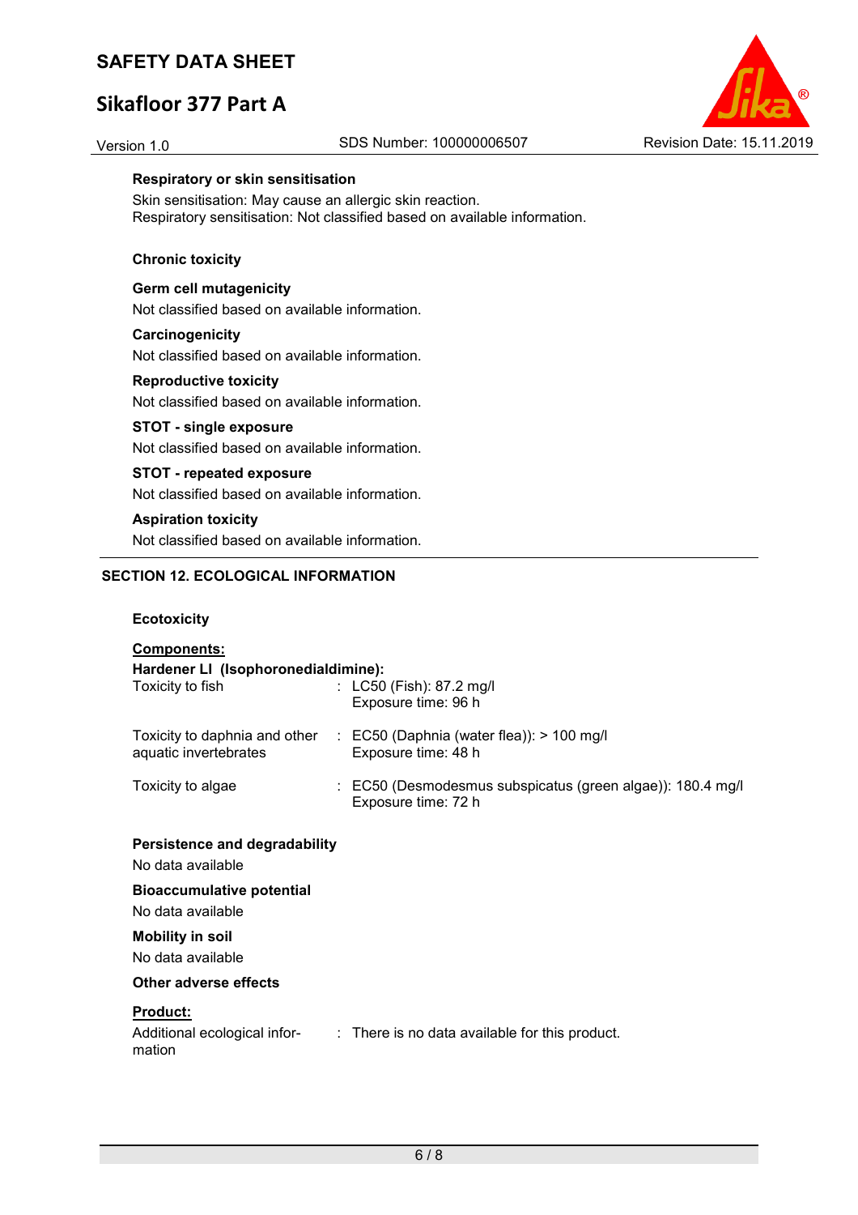### Respiratory or skin sensitisation

Skin sensitisation: May cause an allergic skin reaction.
Respiratory sensitisation: Not classified based on available information.

### Chronic toxicity

### Germ cell mutagenicity

Not classified based on available information.

### Carcinogenicity

Not classified based on available information.

### Reproductive toxicity

Not classified based on available information.

### STOT - single exposure

Not classified based on available information.

### STOT - repeated exposure

Not classified based on available information.

### Aspiration toxicity

Not classified based on available information.

## SECTION 12. ECOLOGICAL INFORMATION

### Ecotoxicity

**Components:**

**Hardener LI (Isophoronedialdimine):**

| | | |
|---|---|---|
| Toxicity to fish | : | LC50 (Fish): 87.2 mg/l<br>Exposure time: 96 h |
| Toxicity to daphnia and other aquatic invertebrates | : | EC50 (Daphnia (water flea)): > 100 mg/l<br>Exposure time: 48 h |
| Toxicity to algae | : | EC50 (Desmodesmus subspicatus (green algae)): 180.4 mg/l<br>Exposure time: 72 h |

### Persistence and degradability

No data available

### Bioaccumulative potential

No data available

### Mobility in soil

No data available

### Other adverse effects

**Product:**

| | | |
|---|---|---|
| Additional ecological information | : | There is no data available for this product. |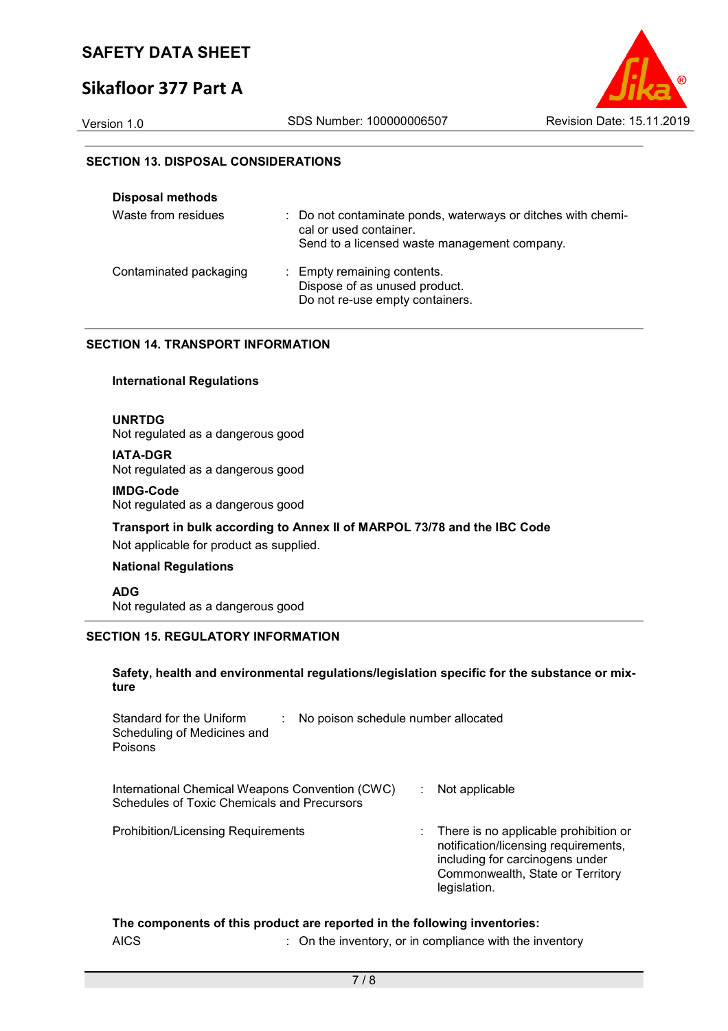## SECTION 13. DISPOSAL CONSIDERATIONS

**Disposal methods**

| | |
|---|---|
| Waste from residues | : Do not contaminate ponds, waterways or ditches with chemical or used container.<br>Send to a licensed waste management company. |
| Contaminated packaging | : Empty remaining contents.<br>Dispose of as unused product.<br>Do not re-use empty containers. |

## SECTION 14. TRANSPORT INFORMATION

**International Regulations**

**UNRTDG**
Not regulated as a dangerous good

**IATA-DGR**
Not regulated as a dangerous good

**IMDG-Code**
Not regulated as a dangerous good

**Transport in bulk according to Annex II of MARPOL 73/78 and the IBC Code**
Not applicable for product as supplied.

**National Regulations**

**ADG**
Not regulated as a dangerous good

## SECTION 15. REGULATORY INFORMATION

**Safety, health and environmental regulations/legislation specific for the substance or mixture**

| | |
|---|---|
| Standard for the Uniform Scheduling of Medicines and Poisons | : No poison schedule number allocated |
| International Chemical Weapons Convention (CWC) Schedules of Toxic Chemicals and Precursors | : Not applicable |
| Prohibition/Licensing Requirements | : There is no applicable prohibition or notification/licensing requirements, including for carcinogens under Commonwealth, State or Territory legislation. |

**The components of this product are reported in the following inventories:**

| | |
|---|---|
| AICS | : On the inventory, or in compliance with the inventory |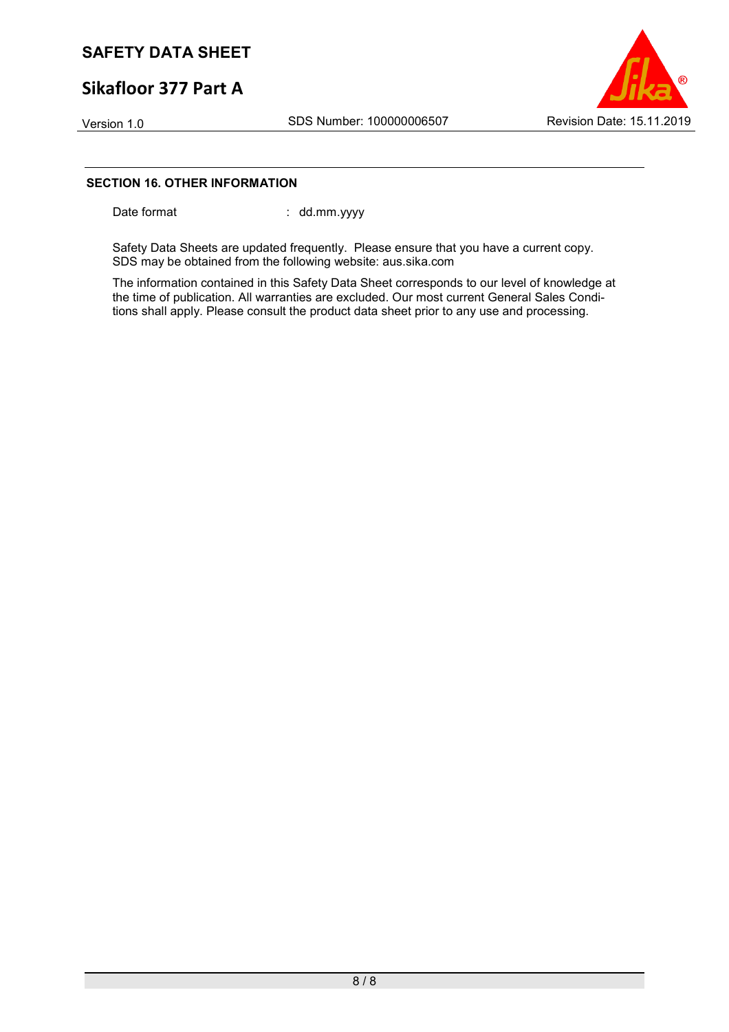## SECTION 16. OTHER INFORMATION

Date format : dd.mm.yyyy

Safety Data Sheets are updated frequently. Please ensure that you have a current copy. SDS may be obtained from the following website: aus.sika.com

The information contained in this Safety Data Sheet corresponds to our level of knowledge at the time of publication. All warranties are excluded. Our most current General Sales Conditions shall apply. Please consult the product data sheet prior to any use and processing.